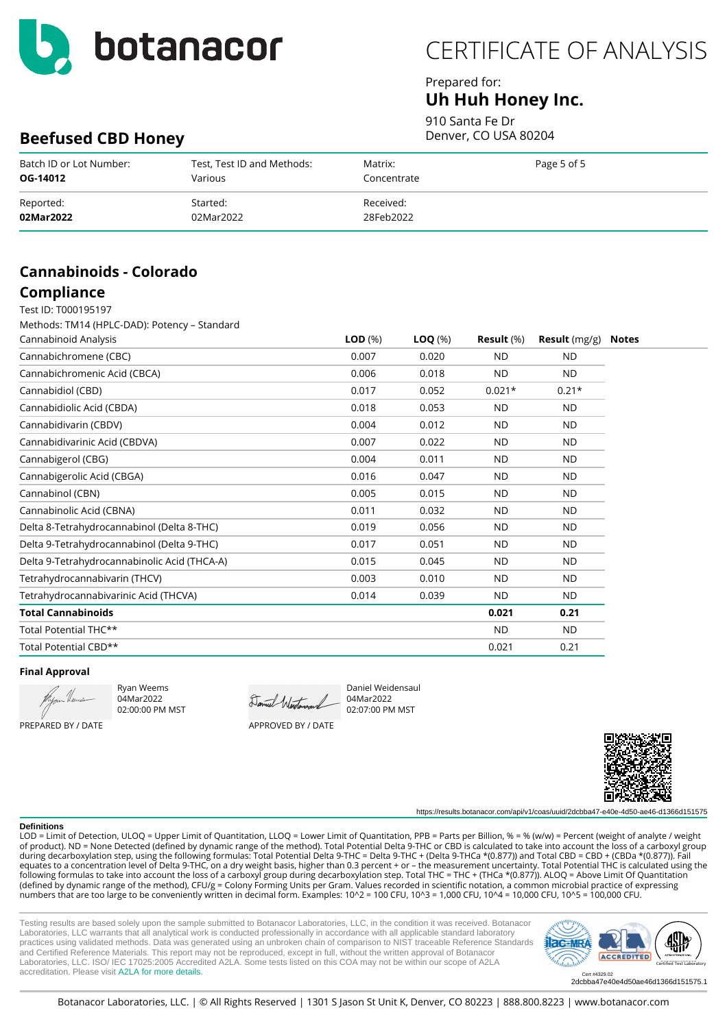# botanacor

# CERTIFICATE OF ANALYSIS

Prepared for:

**Uh Huh Honey Inc.**

910 Santa Fe Dr
Denver, CO USA 80204

## Beefused CBD Honey

| Batch ID or Lot Number: | Test, Test ID and Methods: | Matrix: | Page 5 of 5 |
|---|---|---|---|
| **OG-14012** | Various | Concentrate | |
| Reported: | Started: | Received: | |
| **02Mar2022** | 02Mar2022 | 28Feb2022 | |

## Cannabinoids - Colorado Compliance

Test ID: T000195197

Methods: TM14 (HPLC-DAD): Potency – Standard

| Cannabinoid Analysis | **LOD** (%) | **LOQ** (%) | **Result** (%) | **Result** (mg/g) | **Notes** |
|---|---|---|---|---|---|
| Cannabichromene (CBC) | 0.007 | 0.020 | ND | ND | |
| Cannabichromenic Acid (CBCA) | 0.006 | 0.018 | ND | ND | |
| Cannabidiol (CBD) | 0.017 | 0.052 | 0.021* | 0.21* | |
| Cannabidiolic Acid (CBDA) | 0.018 | 0.053 | ND | ND | |
| Cannabidivarin (CBDV) | 0.004 | 0.012 | ND | ND | |
| Cannabidivarinic Acid (CBDVA) | 0.007 | 0.022 | ND | ND | |
| Cannabigerol (CBG) | 0.004 | 0.011 | ND | ND | |
| Cannabigerolic Acid (CBGA) | 0.016 | 0.047 | ND | ND | |
| Cannabinol (CBN) | 0.005 | 0.015 | ND | ND | |
| Cannabinolic Acid (CBNA) | 0.011 | 0.032 | ND | ND | |
| Delta 8-Tetrahydrocannabinol (Delta 8-THC) | 0.019 | 0.056 | ND | ND | |
| Delta 9-Tetrahydrocannabinol (Delta 9-THC) | 0.017 | 0.051 | ND | ND | |
| Delta 9-Tetrahydrocannabinolic Acid (THCA-A) | 0.015 | 0.045 | ND | ND | |
| Tetrahydrocannabivarin (THCV) | 0.003 | 0.010 | ND | ND | |
| Tetrahydrocannabivarinic Acid (THCVA) | 0.014 | 0.039 | ND | ND | |
| **Total Cannabinoids** | | | **0.021** | **0.21** | |
| Total Potential THC** | | | ND | ND | |
| Total Potential CBD** | | | 0.021 | 0.21 | |

**Final Approval**

Ryan Weems
04Mar2022
02:00:00 PM MST

PREPARED BY / DATE

Daniel Weidensaul
04Mar2022
02:07:00 PM MST

APPROVED BY / DATE

https://results.botanacor.com/api/v1/coas/uuid/2dcbba47-e40e-4d50-ae46-d1366d151575

**Definitions**

LOD = Limit of Detection, ULOQ = Upper Limit of Quantitation, LLOQ = Lower Limit of Quantitation, PPB = Parts per Billion, % = % (w/w) = Percent (weight of analyte / weight of product). ND = None Detected (defined by dynamic range of the method). Total Potential Delta 9-THC or CBD is calculated to take into account the loss of a carboxyl group during decarboxylation step, using the following formulas: Total Potential Delta 9-THC = Delta 9-THC + (Delta 9-THCa *(0.877)) and Total CBD = CBD + (CBDa *(0.877)). Fail equates to a concentration level of Delta 9-THC, on a dry weight basis, higher than 0.3 percent + or – the measurement uncertainty. Total Potential THC is calculated using the following formulas to take into account the loss of a carboxyl group during decarboxylation step. Total THC = THC + (THCa *(0.877)). ALOQ = Above Limit Of Quantitation (defined by dynamic range of the method), CFU/g = Colony Forming Units per Gram. Values recorded in scientific notation, a common microbial practice of expressing numbers that are too large to be conveniently written in decimal form. Examples: 10^2 = 100 CFU, 10^3 = 1,000 CFU, 10^4 = 10,000 CFU, 10^5 = 100,000 CFU.

Testing results are based solely upon the sample submitted to Botanacor Laboratories, LLC, in the condition it was received. Botanacor Laboratories, LLC warrants that all analytical work is conducted professionally in accordance with all applicable standard laboratory practices using validated methods. Data was generated using an unbroken chain of comparison to NIST traceable Reference Standards and Certified Reference Materials. This report may not be reproduced, except in full, without the written approval of Botanacor Laboratories, LLC. ISO/ IEC 17025:2005 Accredited A2LA. Some tests listed on this COA may not be within our scope of A2LA accreditation. Please visit A2LA for more details.

Cert #4329.02

2dcbba47e40e4d50ae46d1366d151575.1

Botanacor Laboratories, LLC. | © All Rights Reserved | 1301 S Jason St Unit K, Denver, CO 80223 | 888.800.8223 | www.botanacor.com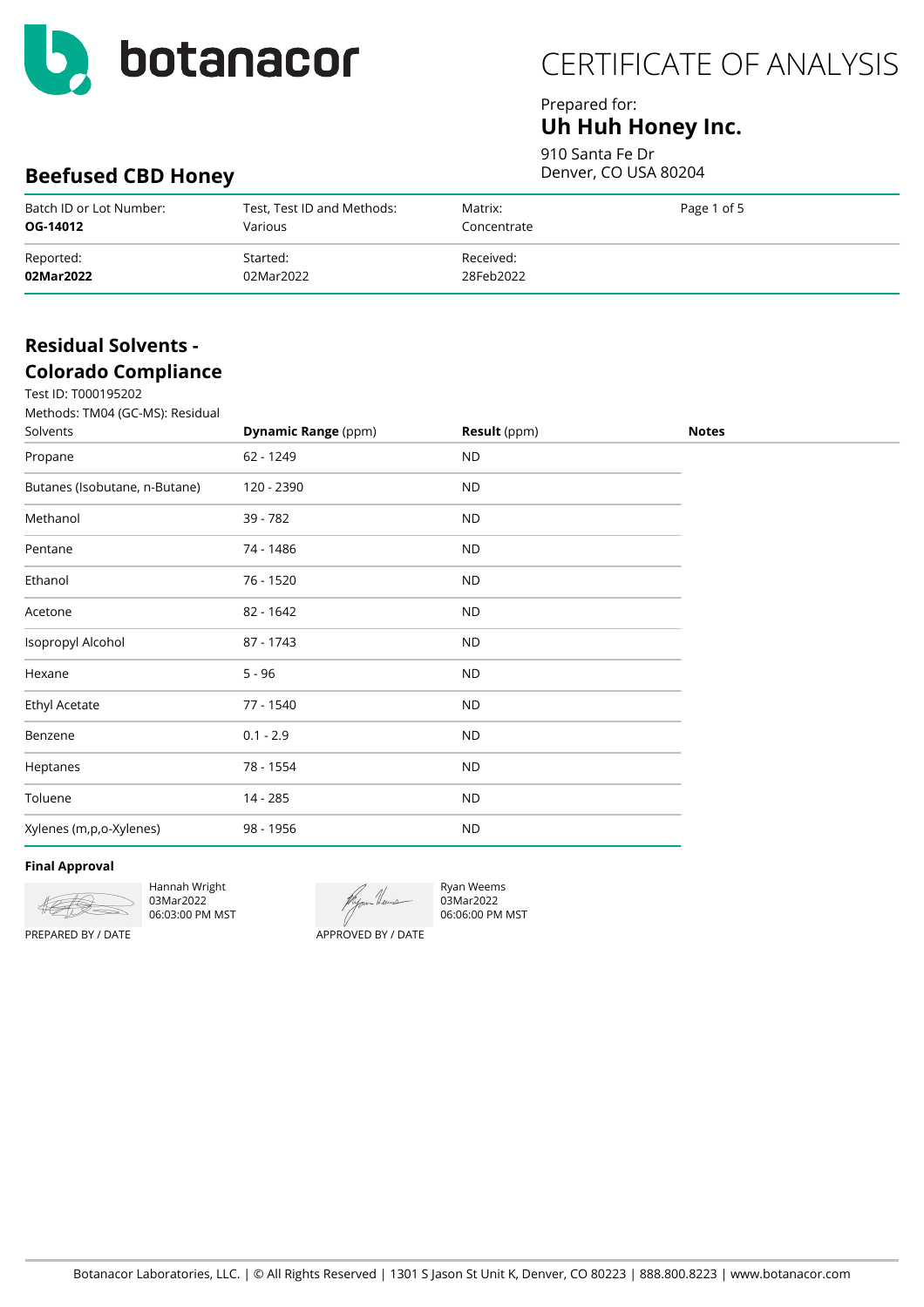# botanacor

# CERTIFICATE OF ANALYSIS

Prepared for:
**Uh Huh Honey Inc.**
910 Santa Fe Dr
Denver, CO USA 80204

## Beefused CBD Honey

| Batch ID or Lot Number: | Test, Test ID and Methods: | Matrix: | Page 1 of 5 |
|---|---|---|---|
| **OG-14012** | Various | Concentrate | |
| Reported: | Started: | Received: | |
| **02Mar2022** | 02Mar2022 | 28Feb2022 | |

## Residual Solvents - Colorado Compliance

Test ID: T000195202
Methods: TM04 (GC-MS): Residual Solvents

| | **Dynamic Range** (ppm) | **Result** (ppm) | **Notes** |
|---|---|---|---|
| Propane | 62 - 1249 | ND | |
| Butanes (Isobutane, n-Butane) | 120 - 2390 | ND | |
| Methanol | 39 - 782 | ND | |
| Pentane | 74 - 1486 | ND | |
| Ethanol | 76 - 1520 | ND | |
| Acetone | 82 - 1642 | ND | |
| Isopropyl Alcohol | 87 - 1743 | ND | |
| Hexane | 5 - 96 | ND | |
| Ethyl Acetate | 77 - 1540 | ND | |
| Benzene | 0.1 - 2.9 | ND | |
| Heptanes | 78 - 1554 | ND | |
| Toluene | 14 - 285 | ND | |
| Xylenes (m,p,o-Xylenes) | 98 - 1956 | ND | |

**Final Approval**

Hannah Wright
03Mar2022
06:03:00 PM MST
PREPARED BY / DATE

Ryan Weems
03Mar2022
06:06:00 PM MST
APPROVED BY / DATE

Botanacor Laboratories, LLC. | © All Rights Reserved | 1301 S Jason St Unit K, Denver, CO 80223 | 888.800.8223 | www.botanacor.com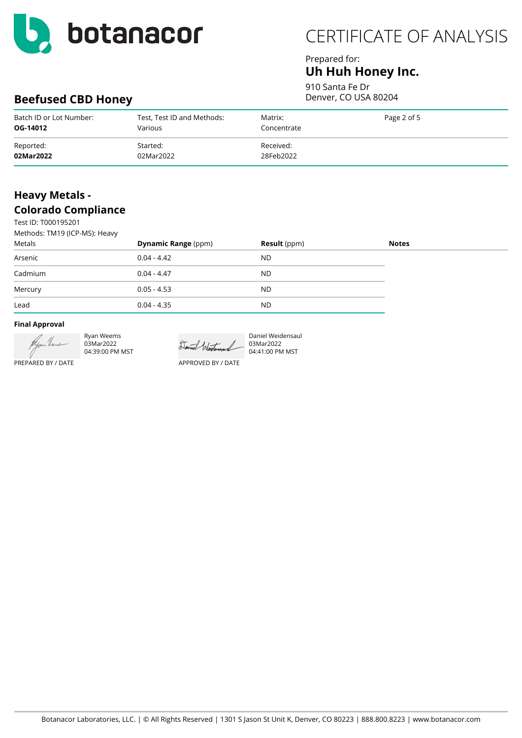# CERTIFICATE OF ANALYSIS

Prepared for:
**Uh Huh Honey Inc.**

910 Santa Fe Dr
Denver, CO USA 80204

## Beefused CBD Honey

| Batch ID or Lot Number: | Test, Test ID and Methods: | Matrix: | Page 2 of 5 |
|---|---|---|---|
| **OG-14012** | Various | Concentrate | |
| Reported: | Started: | Received: | |
| **02Mar2022** | 02Mar2022 | 28Feb2022 | |

## Heavy Metals - Colorado Compliance

Test ID: T000195201
Methods: TM19 (ICP-MS): Heavy Metals

| | **Dynamic Range** (ppm) | **Result** (ppm) | **Notes** |
|---|---|---|---|
| Arsenic | 0.04 - 4.42 | ND | |
| Cadmium | 0.04 - 4.47 | ND | |
| Mercury | 0.05 - 4.53 | ND | |
| Lead | 0.04 - 4.35 | ND | |

**Final Approval**

Ryan Weems
03Mar2022
04:39:00 PM MST
PREPARED BY / DATE

Daniel Weidensaul
03Mar2022
04:41:00 PM MST
APPROVED BY / DATE

Botanacor Laboratories, LLC. | © All Rights Reserved | 1301 S Jason St Unit K, Denver, CO 80223 | 888.800.8223 | www.botanacor.com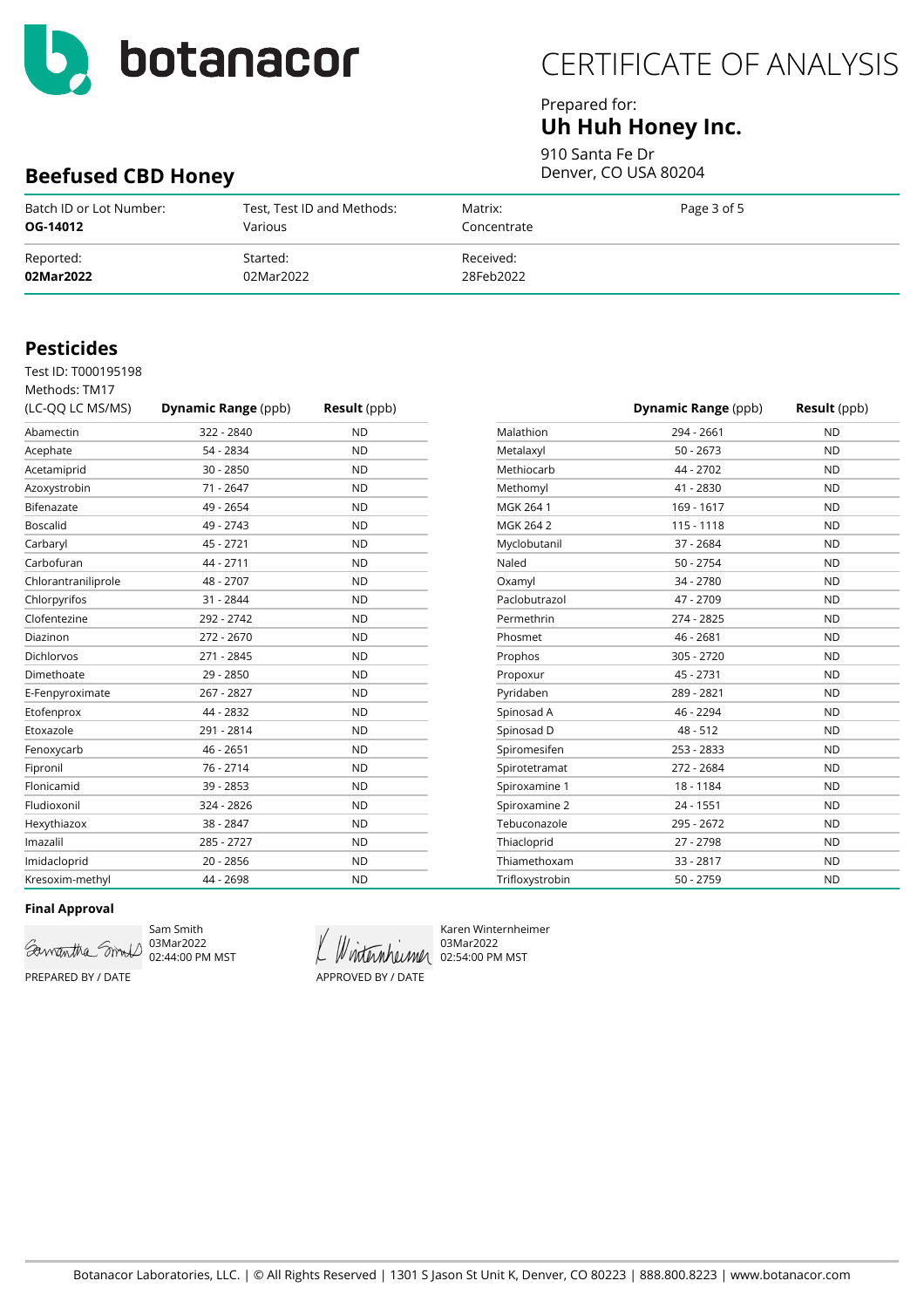# CERTIFICATE OF ANALYSIS

Prepared for:
**Uh Huh Honey Inc.**
910 Santa Fe Dr
Denver, CO USA 80204

## Beefused CBD Honey

| Batch ID or Lot Number: | Test, Test ID and Methods: | Matrix: |
|---|---|---|
| **OG-14012** | Various | Concentrate |
| Reported: | Started: | Received: |
| **02Mar2022** | 02Mar2022 | 28Feb2022 |

## Pesticides

Test ID: T000195198
Methods: TM17
(LC-QQ LC MS/MS)

| Analyte | **Dynamic Range** (ppb) | **Result** (ppb) |
|---|---|---|
| Abamectin | 322 - 2840 | ND |
| Acephate | 54 - 2834 | ND |
| Acetamiprid | 30 - 2850 | ND |
| Azoxystrobin | 71 - 2647 | ND |
| Bifenazate | 49 - 2654 | ND |
| Boscalid | 49 - 2743 | ND |
| Carbaryl | 45 - 2721 | ND |
| Carbofuran | 44 - 2711 | ND |
| Chlorantraniliprole | 48 - 2707 | ND |
| Chlorpyrifos | 31 - 2844 | ND |
| Clofentezine | 292 - 2742 | ND |
| Diazinon | 272 - 2670 | ND |
| Dichlorvos | 271 - 2845 | ND |
| Dimethoate | 29 - 2850 | ND |
| E-Fenpyroximate | 267 - 2827 | ND |
| Etofenprox | 44 - 2832 | ND |
| Etoxazole | 291 - 2814 | ND |
| Fenoxycarb | 46 - 2651 | ND |
| Fipronil | 76 - 2714 | ND |
| Flonicamid | 39 - 2853 | ND |
| Fludioxonil | 324 - 2826 | ND |
| Hexythiazox | 38 - 2847 | ND |
| Imazalil | 285 - 2727 | ND |
| Imidacloprid | 20 - 2856 | ND |
| Kresoxim-methyl | 44 - 2698 | ND |
| Malathion | 294 - 2661 | ND |
| Metalaxyl | 50 - 2673 | ND |
| Methiocarb | 44 - 2702 | ND |
| Methomyl | 41 - 2830 | ND |
| MGK 264 1 | 169 - 1617 | ND |
| MGK 264 2 | 115 - 1118 | ND |
| Myclobutanil | 37 - 2684 | ND |
| Naled | 50 - 2754 | ND |
| Oxamyl | 34 - 2780 | ND |
| Paclobutrazol | 47 - 2709 | ND |
| Permethrin | 274 - 2825 | ND |
| Phosmet | 46 - 2681 | ND |
| Prophos | 305 - 2720 | ND |
| Propoxur | 45 - 2731 | ND |
| Pyridaben | 289 - 2821 | ND |
| Spinosad A | 46 - 2294 | ND |
| Spinosad D | 48 - 512 | ND |
| Spiromesifen | 253 - 2833 | ND |
| Spirotetramat | 272 - 2684 | ND |
| Spiroxamine 1 | 18 - 1184 | ND |
| Spiroxamine 2 | 24 - 1551 | ND |
| Tebuconazole | 295 - 2672 | ND |
| Thiacloprid | 27 - 2798 | ND |
| Thiamethoxam | 33 - 2817 | ND |
| Trifloxystrobin | 50 - 2759 | ND |

**Final Approval**

Sam Smith
03Mar2022
02:44:00 PM MST
PREPARED BY / DATE

Karen Winternheimer
03Mar2022
02:54:00 PM MST
APPROVED BY / DATE

Botanacor Laboratories, LLC. | © All Rights Reserved | 1301 S Jason St Unit K, Denver, CO 80223 | 888.800.8223 | www.botanacor.com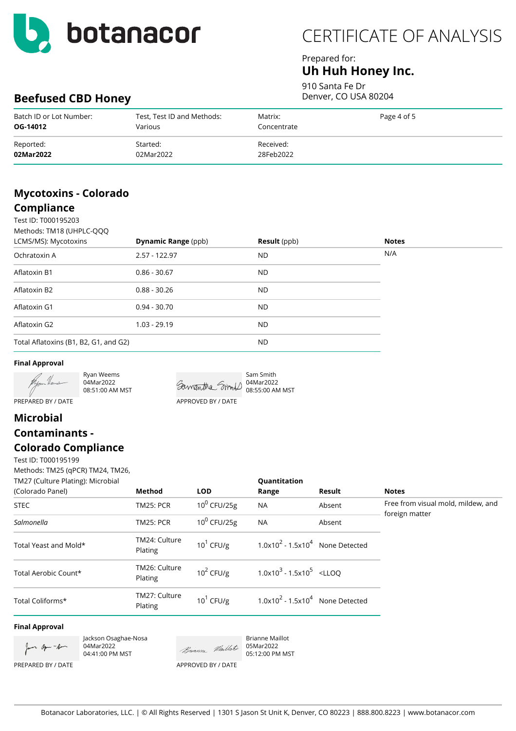# botanacor

# CERTIFICATE OF ANALYSIS

Prepared for:
**Uh Huh Honey Inc.**
910 Santa Fe Dr
Denver, CO USA 80204

## Beefused CBD Honey

| Batch ID or Lot Number: | Test, Test ID and Methods: | Matrix: | |
|---|---|---|---|
| **OG-14012** | Various | Concentrate | |
| Reported: | Started: | Received: | |
| **02Mar2022** | 02Mar2022 | 28Feb2022 | |

## Mycotoxins - Colorado Compliance

Test ID: T000195203
Methods: TM18 (UHPLC-QQQ LCMS/MS): Mycotoxins

| | **Dynamic Range** (ppb) | **Result** (ppb) | **Notes** |
|---|---|---|---|
| Ochratoxin A | 2.57 - 122.97 | ND | N/A |
| Aflatoxin B1 | 0.86 - 30.67 | ND | |
| Aflatoxin B2 | 0.88 - 30.26 | ND | |
| Aflatoxin G1 | 0.94 - 30.70 | ND | |
| Aflatoxin G2 | 1.03 - 29.19 | ND | |
| Total Aflatoxins (B1, B2, G1, and G2) | | ND | |

**Final Approval**

PREPARED BY / DATE: Ryan Weems, 04Mar2022, 08:51:00 AM MST

APPROVED BY / DATE: Sam Smith, 04Mar2022, 08:55:00 AM MST

## Microbial Contaminants - Colorado Compliance

Test ID: T000195199
Methods: TM25 (qPCR) TM24, TM26, TM27 (Culture Plating): Microbial (Colorado Panel)

| | Method | LOD | Quantitation Range | Result | Notes |
|---|---|---|---|---|---|
| STEC | TM25: PCR | $10^0$ CFU/25g | NA | Absent | Free from visual mold, mildew, and foreign matter |
| *Salmonella* | TM25: PCR | $10^0$ CFU/25g | NA | Absent | |
| Total Yeast and Mold* | TM24: Culture Plating | $10^1$ CFU/g | $1.0 \times 10^2$ - $1.5 \times 10^4$ | None Detected | |
| Total Aerobic Count* | TM26: Culture Plating | $10^2$ CFU/g | $1.0 \times 10^3$ - $1.5 \times 10^5$ | <LLOQ | |
| Total Coliforms* | TM27: Culture Plating | $10^1$ CFU/g | $1.0 \times 10^2$ - $1.5 \times 10^4$ | None Detected | |

**Final Approval**

PREPARED BY / DATE: Jackson Osaghae-Nosa, 04Mar2022, 04:41:00 PM MST

APPROVED BY / DATE: Brianne Maillot, 05Mar2022, 05:12:00 PM MST

Botanacor Laboratories, LLC. | © All Rights Reserved | 1301 S Jason St Unit K, Denver, CO 80223 | 888.800.8223 | www.botanacor.com